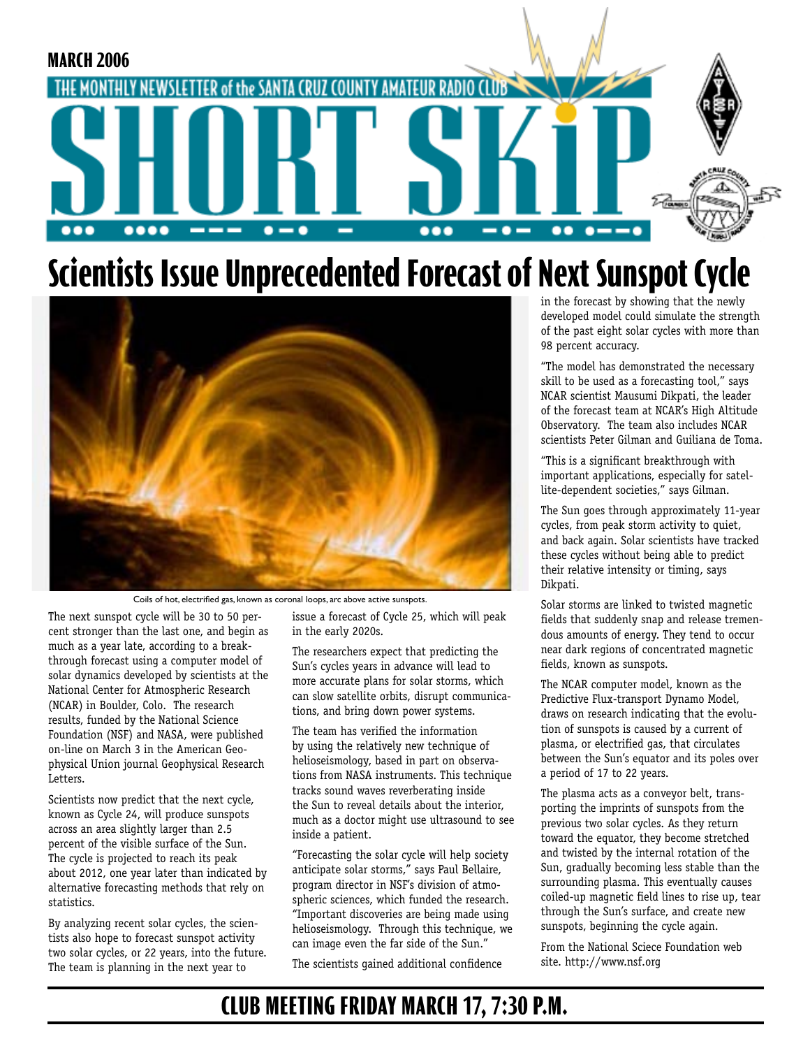MARCH 2006

THE MONTHLY NEWSLETTER of the SANTA CRUZ COUNTY AMATEUR RADIO CLUB

# SHORT SKIP

# Scientists Issue Unprecedented Forecast of Next Sunspot Cycle

Coils of hot, electrified gas, known as coronal loops, arc above active sunspots.

The next sunspot cycle will be 30 to 50 percent stronger than the last one, and begin as much as a year late, according to a breakthrough forecast using a computer model of solar dynamics developed by scientists at the National Center for Atmospheric Research (NCAR) in Boulder, Colo. The research results, funded by the National Science Foundation (NSF) and NASA, were published on-line on March 3 in the American Geophysical Union journal Geophysical Research Letters.

Scientists now predict that the next cycle, known as Cycle 24, will produce sunspots across an area slightly larger than 2.5 percent of the visible surface of the Sun. The cycle is projected to reach its peak about 2012, one year later than indicated by alternative forecasting methods that rely on statistics.

By analyzing recent solar cycles, the scientists also hope to forecast sunspot activity two solar cycles, or 22 years, into the future. The team is planning in the next year to issue a forecast of Cycle 25, which will peak in the early 2020s.

The researchers expect that predicting the Sun's cycles years in advance will lead to more accurate plans for solar storms, which can slow satellite orbits, disrupt communications, and bring down power systems.

The team has verified the information by using the relatively new technique of helioseismology, based in part on observations from NASA instruments. This technique tracks sound waves reverberating inside the Sun to reveal details about the interior, much as a doctor might use ultrasound to see inside a patient.

"Forecasting the solar cycle will help society anticipate solar storms," says Paul Bellaire, program director in NSF's division of atmospheric sciences, which funded the research. "Important discoveries are being made using helioseismology. Through this technique, we can image even the far side of the Sun."

The scientists gained additional confidence in the forecast by showing that the newly developed model could simulate the strength of the past eight solar cycles with more than 98 percent accuracy.

"The model has demonstrated the necessary skill to be used as a forecasting tool," says NCAR scientist Mausumi Dikpati, the leader of the forecast team at NCAR's High Altitude Observatory. The team also includes NCAR scientists Peter Gilman and Guiliana de Toma.

"This is a significant breakthrough with important applications, especially for satellite-dependent societies," says Gilman.

The Sun goes through approximately 11-year cycles, from peak storm activity to quiet, and back again. Solar scientists have tracked these cycles without being able to predict their relative intensity or timing, says Dikpati.

Solar storms are linked to twisted magnetic fields that suddenly snap and release tremendous amounts of energy. They tend to occur near dark regions of concentrated magnetic fields, known as sunspots.

The NCAR computer model, known as the Predictive Flux-transport Dynamo Model, draws on research indicating that the evolution of sunspots is caused by a current of plasma, or electrified gas, that circulates between the Sun's equator and its poles over a period of 17 to 22 years.

The plasma acts as a conveyor belt, transporting the imprints of sunspots from the previous two solar cycles. As they return toward the equator, they become stretched and twisted by the internal rotation of the Sun, gradually becoming less stable than the surrounding plasma. This eventually causes coiled-up magnetic field lines to rise up, tear through the Sun's surface, and create new sunspots, beginning the cycle again.

From the National Sciece Foundation web site. http://www.nsf.org

## CLUB MEETING FRIDAY MARCH 17, 7:30 P.M.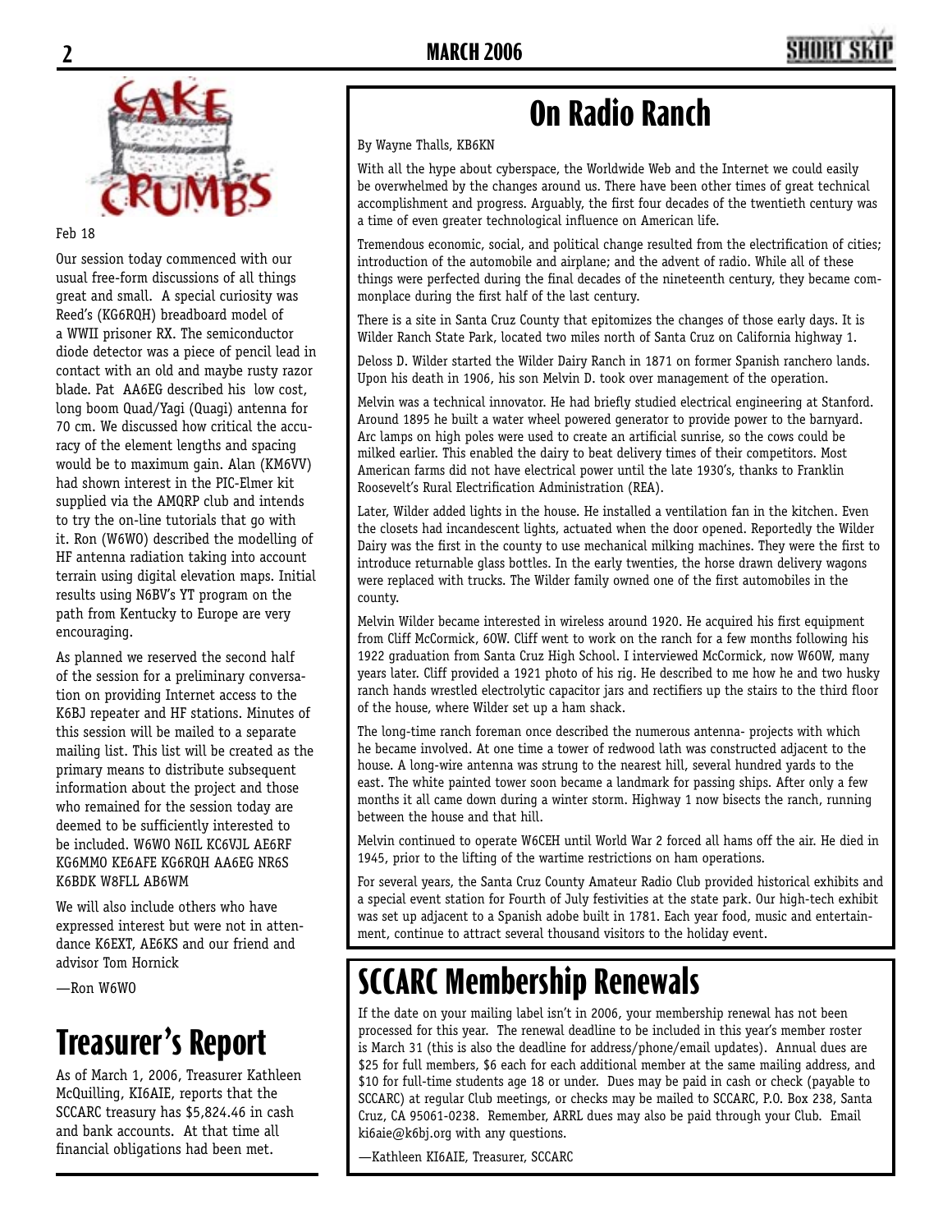# Cake Crumbs

Feb 18

Our session today commenced with our usual free-form discussions of all things great and small. A special curiosity was Reed's (KG6RQH) breadboard model of a WWII prisoner RX. The semiconductor diode detector was a piece of pencil lead in contact with an old and maybe rusty razor blade. Pat AA6EG described his low cost, long boom Quad/Yagi (Quagi) antenna for 70 cm. We discussed how critical the accuracy of the element lengths and spacing would be to maximum gain. Alan (KM6VV) had shown interest in the PIC-Elmer kit supplied via the AMQRP club and intends to try the on-line tutorials that go with it. Ron (W6WO) described the modelling of HF antenna radiation taking into account terrain using digital elevation maps. Initial results using N6BV's YT program on the path from Kentucky to Europe are very encouraging.

As planned we reserved the second half of the session for a preliminary conversation on providing Internet access to the K6BJ repeater and HF stations. Minutes of this session will be mailed to a separate mailing list. This list will be created as the primary means to distribute subsequent information about the project and those who remained for the session today are deemed to be sufficiently interested to be included. W6WO N6IL KC6VJL AE6RF KG6MMO KE6AFE KG6RQH AA6EG NR6S K6BDK W8FLL AB6WM

We will also include others who have expressed interest but were not in attendance K6EXT, AE6KS and our friend and advisor Tom Hornick

—Ron W6WO

# Treasurer's Report

As of March 1, 2006, Treasurer Kathleen McQuilling, KI6AIE, reports that the SCCARC treasury has $5,824.46 in cash and bank accounts. At that time all financial obligations had been met.

# On Radio Ranch

By Wayne Thalls, KB6KN

With all the hype about cyberspace, the Worldwide Web and the Internet we could easily be overwhelmed by the changes around us. There have been other times of great technical accomplishment and progress. Arguably, the first four decades of the twentieth century was a time of even greater technological influence on American life.

Tremendous economic, social, and political change resulted from the electrification of cities; introduction of the automobile and airplane; and the advent of radio. While all of these things were perfected during the final decades of the nineteenth century, they became commonplace during the first half of the last century.

There is a site in Santa Cruz County that epitomizes the changes of those early days. It is Wilder Ranch State Park, located two miles north of Santa Cruz on California highway 1.

Deloss D. Wilder started the Wilder Dairy Ranch in 1871 on former Spanish ranchero lands. Upon his death in 1906, his son Melvin D. took over management of the operation.

Melvin was a technical innovator. He had briefly studied electrical engineering at Stanford. Around 1895 he built a water wheel powered generator to provide power to the barnyard. Arc lamps on high poles were used to create an artificial sunrise, so the cows could be milked earlier. This enabled the dairy to beat delivery times of their competitors. Most American farms did not have electrical power until the late 1930's, thanks to Franklin Roosevelt's Rural Electrification Administration (REA).

Later, Wilder added lights in the house. He installed a ventilation fan in the kitchen. Even the closets had incandescent lights, actuated when the door opened. Reportedly the Wilder Dairy was the first in the county to use mechanical milking machines. They were the first to introduce returnable glass bottles. In the early twenties, the horse drawn delivery wagons were replaced with trucks. The Wilder family owned one of the first automobiles in the county.

Melvin Wilder became interested in wireless around 1920. He acquired his first equipment from Cliff McCormick, 6OW. Cliff went to work on the ranch for a few months following his 1922 graduation from Santa Cruz High School. I interviewed McCormick, now W6OW, many years later. Cliff provided a 1921 photo of his rig. He described to me how he and two husky ranch hands wrestled electrolytic capacitor jars and rectifiers up the stairs to the third floor of the house, where Wilder set up a ham shack.

The long-time ranch foreman once described the numerous antenna- projects with which he became involved. At one time a tower of redwood lath was constructed adjacent to the house. A long-wire antenna was strung to the nearest hill, several hundred yards to the east. The white painted tower soon became a landmark for passing ships. After only a few months it all came down during a winter storm. Highway 1 now bisects the ranch, running between the house and that hill.

Melvin continued to operate W6CEH until World War 2 forced all hams off the air. He died in 1945, prior to the lifting of the wartime restrictions on ham operations.

For several years, the Santa Cruz County Amateur Radio Club provided historical exhibits and a special event station for Fourth of July festivities at the state park. Our high-tech exhibit was set up adjacent to a Spanish adobe built in 1781. Each year food, music and entertainment, continue to attract several thousand visitors to the holiday event.

# SCCARC Membership Renewals

If the date on your mailing label isn't in 2006, your membership renewal has not been processed for this year. The renewal deadline to be included in this year's member roster is March 31 (this is also the deadline for address/phone/email updates). Annual dues are $25 for full members, $6 each for each additional member at the same mailing address, and $10 for full-time students age 18 or under. Dues may be paid in cash or check (payable to SCCARC) at regular Club meetings, or checks may be mailed to SCCARC, P.O. Box 238, Santa Cruz, CA 95061-0238. Remember, ARRL dues may also be paid through your Club. Email ki6aie@k6bj.org with any questions.

—Kathleen KI6AIE, Treasurer, SCCARC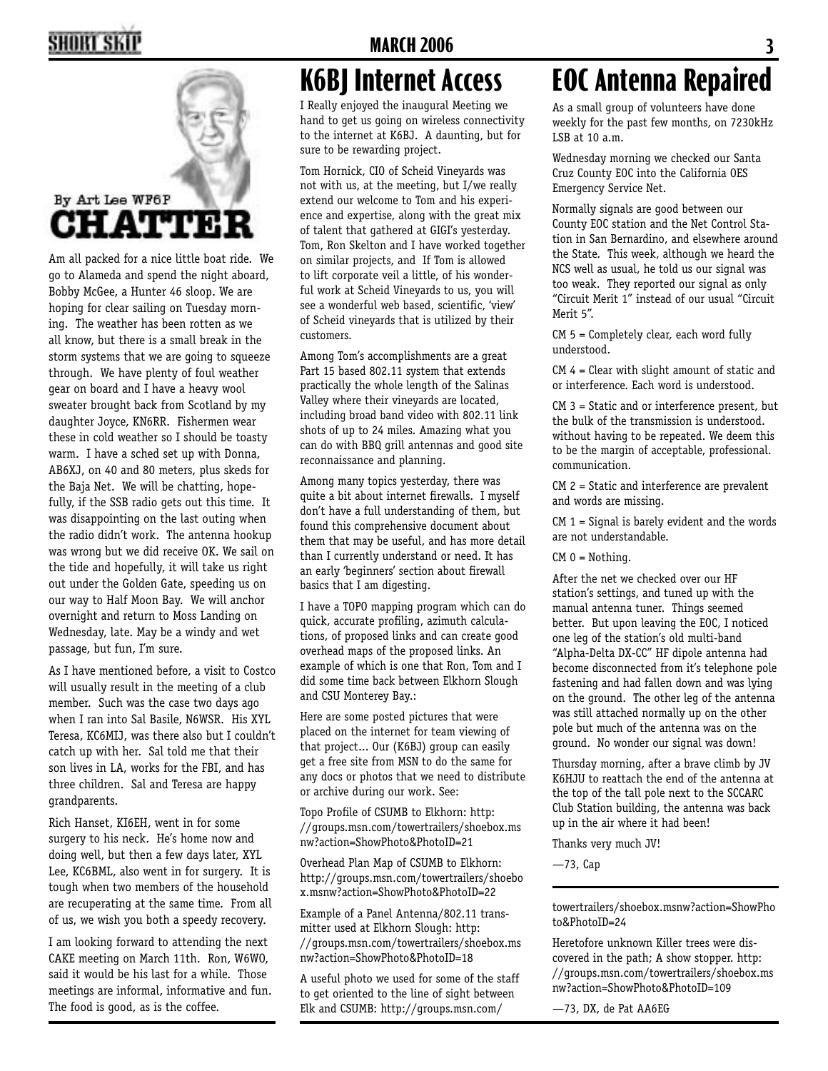## CHATTER

By Art Lee WF6P

Am all packed for a nice little boat ride. We go to Alameda and spend the night aboard, Bobby McGee, a Hunter 46 sloop. We are hoping for clear sailing on Tuesday morning. The weather has been rotten as we all know, but there is a small break in the storm systems that we are going to squeeze through. We have plenty of foul weather gear on board and I have a heavy wool sweater brought back from Scotland by my daughter Joyce, KN6RR. Fishermen wear these in cold weather so I should be toasty warm. I have a sched set up with Donna, AB6XJ, on 40 and 80 meters, plus skeds for the Baja Net. We will be chatting, hopefully, if the SSB radio gets out this time. It was disappointing on the last outing when the radio didn't work. The antenna hookup was wrong but we did receive OK. We sail on the tide and hopefully, it will take us right out under the Golden Gate, speeding us on our way to Half Moon Bay. We will anchor overnight and return to Moss Landing on Wednesday, late. May be a windy and wet passage, but fun, I'm sure.

As I have mentioned before, a visit to Costco will usually result in the meeting of a club member. Such was the case two days ago when I ran into Sal Basile, N6WSR. His XYL Teresa, KC6MIJ, was there also but I couldn't catch up with her. Sal told me that their son lives in LA, works for the FBI, and has three children. Sal and Teresa are happy grandparents.

Rich Hanset, KI6EH, went in for some surgery to his neck. He's home now and doing well, but then a few days later, XYL Lee, KC6BML, also went in for surgery. It is tough when two members of the household are recuperating at the same time. From all of us, we wish you both a speedy recovery.

I am looking forward to attending the next CAKE meeting on March 11th. Ron, W6WO, said it would be his last for a while. Those meetings are informal, informative and fun. The food is good, as is the coffee.

# K6BJ Internet Access

I Really enjoyed the inaugural Meeting we hand to get us going on wireless connectivity to the internet at K6BJ. A daunting, but for sure to be rewarding project.

Tom Hornick, CIO of Scheid Vineyards was not with us, at the meeting, but I/we really extend our welcome to Tom and his experience and expertise, along with the great mix of talent that gathered at GIGI's yesterday. Tom, Ron Skelton and I have worked together on similar projects, and If Tom is allowed to lift corporate veil a little, of his wonderful work at Scheid Vineyards to us, you will see a wonderful web based, scientific, 'view' of Scheid vineyards that is utilized by their customers.

Among Tom's accomplishments are a great Part 15 based 802.11 system that extends practically the whole length of the Salinas Valley where their vineyards are located, including broad band video with 802.11 link shots of up to 24 miles. Amazing what you can do with BBQ grill antennas and good site reconnaissance and planning.

Among many topics yesterday, there was quite a bit about internet firewalls. I myself don't have a full understanding of them, but found this comprehensive document about them that may be useful, and has more detail than I currently understand or need. It has an early 'beginners' section about firewall basics that I am digesting.

I have a TOPO mapping program which can do quick, accurate profiling, azimuth calculations, of proposed links and can create good overhead maps of the proposed links. An example of which is one that Ron, Tom and I did some time back between Elkhorn Slough and CSU Monterey Bay.:

Here are some posted pictures that were placed on the internet for team viewing of that project... Our (K6BJ) group can easily get a free site from MSN to do the same for any docs or photos that we need to distribute or archive during our work. See:

Topo Profile of CSUMB to Elkhorn: http://groups.msn.com/towertrailers/shoebox.msnw?action=ShowPhoto&PhotoID=21

Overhead Plan Map of CSUMB to Elkhorn: http://groups.msn.com/towertrailers/shoebox.msnw?action=ShowPhoto&PhotoID=22

Example of a Panel Antenna/802.11 transmitter used at Elkhorn Slough: http://groups.msn.com/towertrailers/shoebox.msnw?action=ShowPhoto&PhotoID=18

A useful photo we used for some of the staff to get oriented to the line of sight between Elk and CSUMB: http://groups.msn.com/towertrailers/shoebox.msnw?action=ShowPhoto&PhotoID=24

Heretofore unknown Killer trees were discovered in the path; A show stopper. http://groups.msn.com/towertrailers/shoebox.msnw?action=ShowPhoto&PhotoID=109

—73, DX, de Pat AA6EG

# EOC Antenna Repaired

As a small group of volunteers have done weekly for the past few months, on 7230kHz LSB at 10 a.m.

Wednesday morning we checked our Santa Cruz County EOC into the California OES Emergency Service Net.

Normally signals are good between our County EOC station and the Net Control Station in San Bernardino, and elsewhere around the State. This week, although we heard the NCS well as usual, he told us our signal was too weak. They reported our signal as only "Circuit Merit 1" instead of our usual "Circuit Merit 5".

CM 5 = Completely clear, each word fully understood.

CM 4 = Clear with slight amount of static and or interference. Each word is understood.

CM 3 = Static and or interference present, but the bulk of the transmission is understood. without having to be repeated. We deem this to be the margin of acceptable, professional. communication.

CM 2 = Static and interference are prevalent and words are missing.

CM 1 = Signal is barely evident and the words are not understandable.

CM 0 = Nothing.

After the net we checked over our HF station's settings, and tuned up with the manual antenna tuner. Things seemed better. But upon leaving the EOC, I noticed one leg of the station's old multi-band "Alpha-Delta DX-CC" HF dipole antenna had become disconnected from it's telephone pole fastening and had fallen down and was lying on the ground. The other leg of the antenna was still attached normally up on the other pole but much of the antenna was on the ground. No wonder our signal was down!

Thursday morning, after a brave climb by JV K6HJU to reattach the end of the antenna at the top of the tall pole next to the SCCARC Club Station building, the antenna was back up in the air where it had been!

Thanks very much JV!

—73, Cap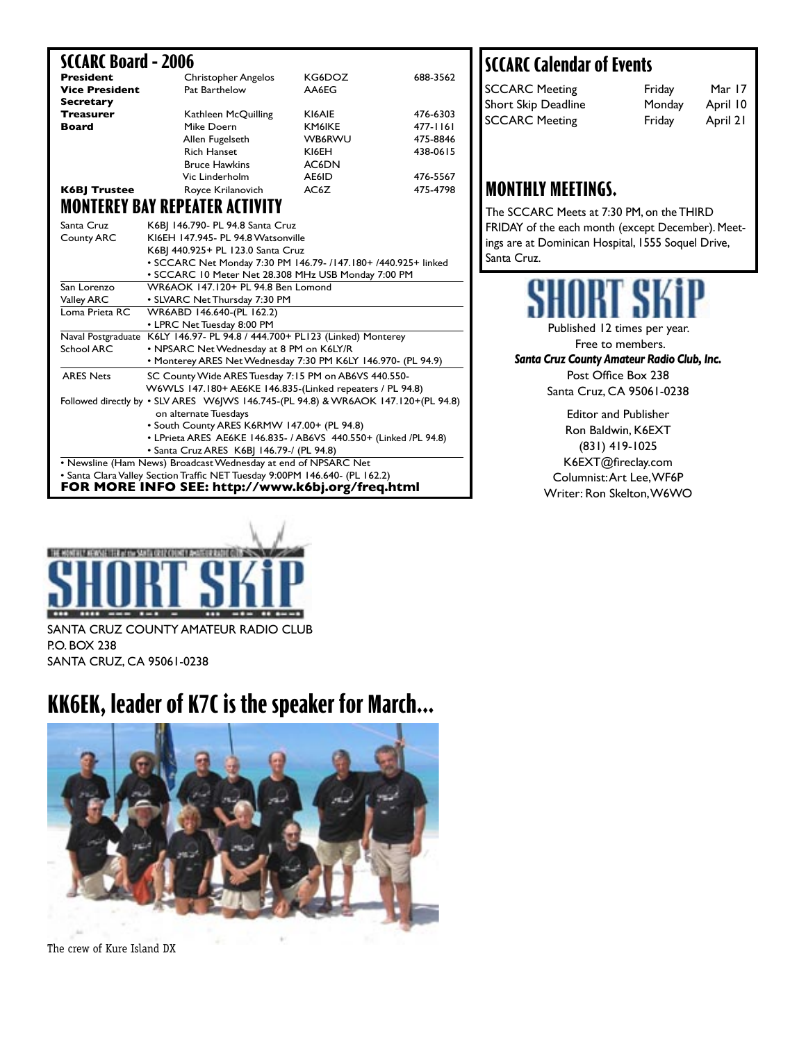## SCCARC Board - 2006

| | | | |
|---|---|---|---|
| **President** | Christopher Angelos | KG6DOZ | 688-3562 |
| **Vice President** | Pat Barthelow | AA6EG | |
| **Secretary** | | | |
| **Treasurer** | Kathleen McQuilling | KI6AIE | 476-6303 |
| **Board** | Mike Doern | KM6IKE | 477-1161 |
| | Allen Fugelseth | WB6RWU | 475-8846 |
| | Rich Hanset | KI6EH | 438-0615 |
| | Bruce Hawkins | AC6DN | |
| | Vic Linderholm | AE6ID | 476-5567 |
| **K6BJ Trustee** | Royce Krilanovich | AC6Z | 475-4798 |

## MONTEREY BAY REPEATER ACTIVITY

| | |
|---|---|
| Santa Cruz County ARC | K6BJ 146.790- PL 94.8 Santa Cruz<br>KI6EH 147.945- PL 94.8 Watsonville<br>K6BJ 440.925+ PL 123.0 Santa Cruz<br>• SCCARC Net Monday 7:30 PM 146.79- /147.180+ /440.925+ linked<br>• SCCARC 10 Meter Net 28.308 MHz USB Monday 7:00 PM |
| San Lorenzo Valley ARC | WR6AOK 147.120+ PL 94.8 Ben Lomond<br>• SLVARC Net Thursday 7:30 PM |
| Loma Prieta RC | WR6ABD 146.640-(PL 162.2)<br>• LPRC Net Tuesday 8:00 PM |
| Naval Postgraduate School ARC | K6LY 146.97- PL 94.8 / 444.700+ PL123 (Linked) Monterey<br>• NPSARC Net Wednesday at 8 PM on K6LY/R<br>• Monterey ARES Net Wednesday 7:30 PM K6LY 146.970- (PL 94.9) |
| ARES Nets | SC County Wide ARES Tuesday 7:15 PM on AB6VS 440.550-<br>W6WLS 147.180+ AE6KE 146.835-(Linked repeaters / PL 94.8) |
| Followed directly by | • SLV ARES W6JWS 146.745-(PL 94.8) & WR6AOK 147.120+(PL 94.8) on alternate Tuesdays<br>• South County ARES K6RMW 147.00+ (PL 94.8)<br>• LPrieta ARES AE6KE 146.835- / AB6VS 440.550+ (Linked /PL 94.8)<br>• Santa Cruz ARES K6BJ 146.79-/ (PL 94.8) |

• Newsline (Ham News) Broadcast Wednesday at end of NPSARC Net
• Santa Clara Valley Section Traffic NET Tuesday 9:00PM 146.640- (PL 162.2)
**FOR MORE INFO SEE: http://www.k6bj.org/freq.html**

## SCCARC Calendar of Events

| | | |
|---|---|---|
| SCCARC Meeting | Friday | Mar 17 |
| Short Skip Deadline | Monday | April 10 |
| SCCARC Meeting | Friday | April 21 |

## MONTHLY MEETINGS.

The SCCARC Meets at 7:30 PM, on the THIRD FRIDAY of the each month (except December). Meetings are at Dominican Hospital, 1555 Soquel Drive, Santa Cruz.

# SHORT SKiP

Published 12 times per year.
Free to members.
***Santa Cruz County Amateur Radio Club, Inc.***
Post Office Box 238
Santa Cruz, CA 95061-0238

Editor and Publisher
Ron Baldwin, K6EXT
(831) 419-1025
K6EXT@fireclay.com
Columnist: Art Lee, WF6P
Writer: Ron Skelton, W6WO

SANTA CRUZ COUNTY AMATEUR RADIO CLUB
P.O. BOX 238
SANTA CRUZ, CA 95061-0238

## KK6EK, leader of K7C is the speaker for March...

The crew of Kure Island DX